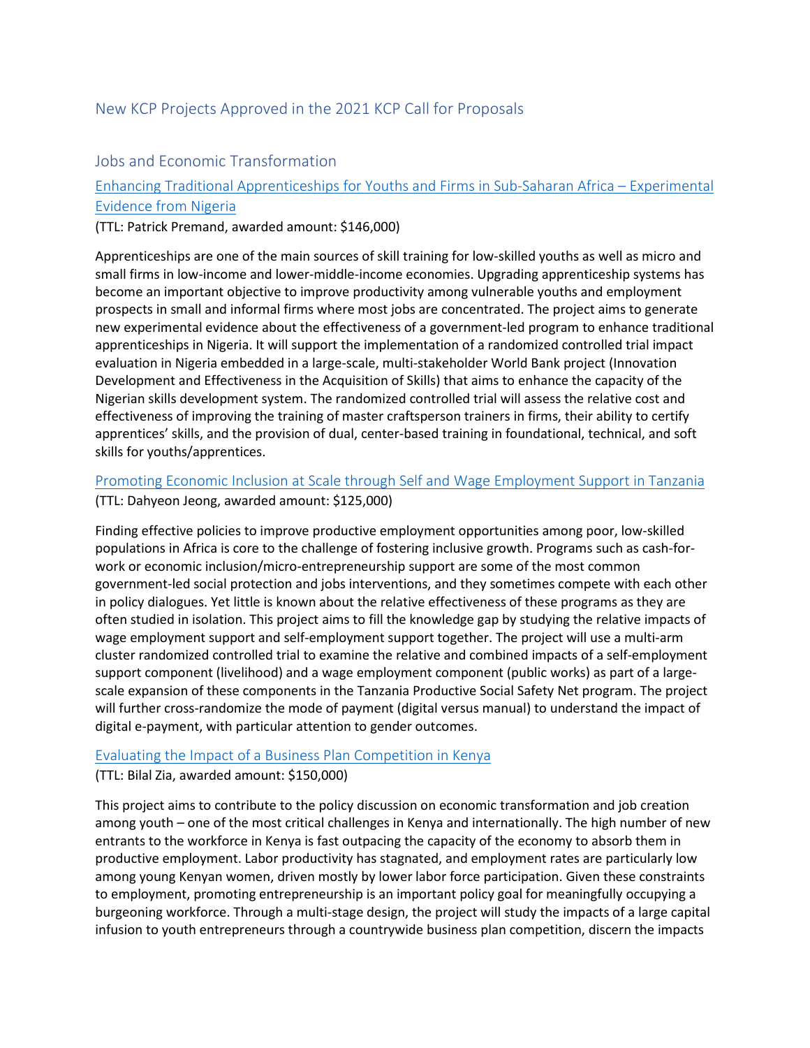# New KCP Projects Approved in the 2021 KCP Call for Proposals

## Jobs and Economic Transformation

### Enhancing Traditional Apprenticeships for Youths and Firms in Sub-Saharan Africa – Experimental Evidence from Nigeria

(TTL: Patrick Premand, awarded amount: $146,000)

Apprenticeships are one of the main sources of skill training for low-skilled youths as well as micro and small firms in low-income and lower-middle-income economies. Upgrading apprenticeship systems has become an important objective to improve productivity among vulnerable youths and employment prospects in small and informal firms where most jobs are concentrated. The project aims to generate new experimental evidence about the effectiveness of a government-led program to enhance traditional apprenticeships in Nigeria. It will support the implementation of a randomized controlled trial impact evaluation in Nigeria embedded in a large-scale, multi-stakeholder World Bank project (Innovation Development and Effectiveness in the Acquisition of Skills) that aims to enhance the capacity of the Nigerian skills development system. The randomized controlled trial will assess the relative cost and effectiveness of improving the training of master craftsperson trainers in firms, their ability to certify apprentices' skills, and the provision of dual, center-based training in foundational, technical, and soft skills for youths/apprentices.

### Promoting Economic Inclusion at Scale through Self and Wage Employment Support in Tanzania

(TTL: Dahyeon Jeong, awarded amount: $125,000)

Finding effective policies to improve productive employment opportunities among poor, low-skilled populations in Africa is core to the challenge of fostering inclusive growth. Programs such as cash-for-work or economic inclusion/micro-entrepreneurship support are some of the most common government-led social protection and jobs interventions, and they sometimes compete with each other in policy dialogues. Yet little is known about the relative effectiveness of these programs as they are often studied in isolation. This project aims to fill the knowledge gap by studying the relative impacts of wage employment support and self-employment support together. The project will use a multi-arm cluster randomized controlled trial to examine the relative and combined impacts of a self-employment support component (livelihood) and a wage employment component (public works) as part of a large-scale expansion of these components in the Tanzania Productive Social Safety Net program. The project will further cross-randomize the mode of payment (digital versus manual) to understand the impact of digital e-payment, with particular attention to gender outcomes.

### Evaluating the Impact of a Business Plan Competition in Kenya

(TTL: Bilal Zia, awarded amount: $150,000)

This project aims to contribute to the policy discussion on economic transformation and job creation among youth – one of the most critical challenges in Kenya and internationally. The high number of new entrants to the workforce in Kenya is fast outpacing the capacity of the economy to absorb them in productive employment. Labor productivity has stagnated, and employment rates are particularly low among young Kenyan women, driven mostly by lower labor force participation. Given these constraints to employment, promoting entrepreneurship is an important policy goal for meaningfully occupying a burgeoning workforce. Through a multi-stage design, the project will study the impacts of a large capital infusion to youth entrepreneurs through a countrywide business plan competition, discern the impacts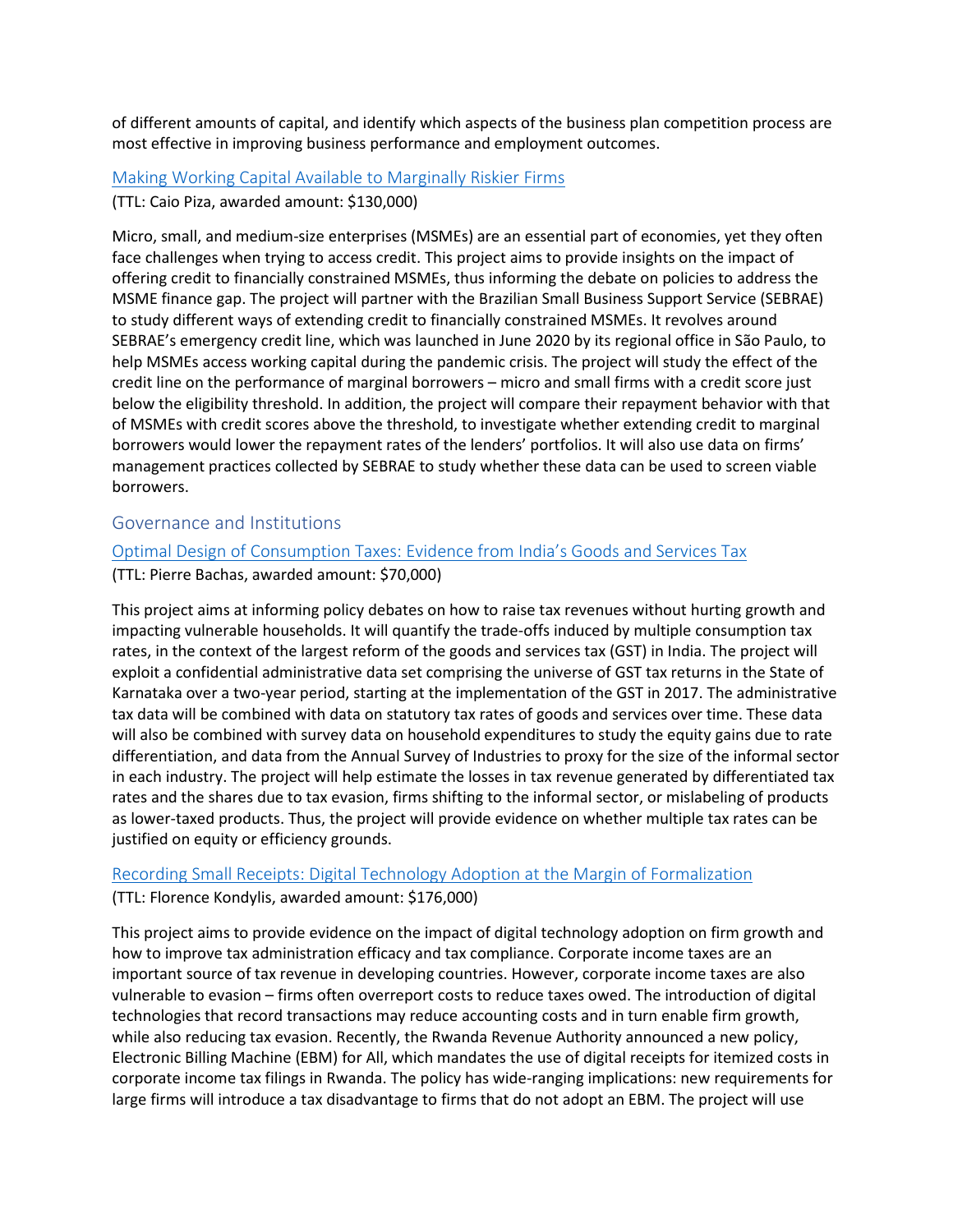of different amounts of capital, and identify which aspects of the business plan competition process are most effective in improving business performance and employment outcomes.

### Making Working Capital Available to Marginally Riskier Firms

(TTL: Caio Piza, awarded amount: $130,000)

Micro, small, and medium-size enterprises (MSMEs) are an essential part of economies, yet they often face challenges when trying to access credit. This project aims to provide insights on the impact of offering credit to financially constrained MSMEs, thus informing the debate on policies to address the MSME finance gap. The project will partner with the Brazilian Small Business Support Service (SEBRAE) to study different ways of extending credit to financially constrained MSMEs. It revolves around SEBRAE's emergency credit line, which was launched in June 2020 by its regional office in São Paulo, to help MSMEs access working capital during the pandemic crisis. The project will study the effect of the credit line on the performance of marginal borrowers – micro and small firms with a credit score just below the eligibility threshold. In addition, the project will compare their repayment behavior with that of MSMEs with credit scores above the threshold, to investigate whether extending credit to marginal borrowers would lower the repayment rates of the lenders' portfolios. It will also use data on firms' management practices collected by SEBRAE to study whether these data can be used to screen viable borrowers.

## Governance and Institutions

### Optimal Design of Consumption Taxes: Evidence from India's Goods and Services Tax

(TTL: Pierre Bachas, awarded amount: $70,000)

This project aims at informing policy debates on how to raise tax revenues without hurting growth and impacting vulnerable households. It will quantify the trade-offs induced by multiple consumption tax rates, in the context of the largest reform of the goods and services tax (GST) in India. The project will exploit a confidential administrative data set comprising the universe of GST tax returns in the State of Karnataka over a two-year period, starting at the implementation of the GST in 2017. The administrative tax data will be combined with data on statutory tax rates of goods and services over time. These data will also be combined with survey data on household expenditures to study the equity gains due to rate differentiation, and data from the Annual Survey of Industries to proxy for the size of the informal sector in each industry. The project will help estimate the losses in tax revenue generated by differentiated tax rates and the shares due to tax evasion, firms shifting to the informal sector, or mislabeling of products as lower-taxed products. Thus, the project will provide evidence on whether multiple tax rates can be justified on equity or efficiency grounds.

### Recording Small Receipts: Digital Technology Adoption at the Margin of Formalization

(TTL: Florence Kondylis, awarded amount: $176,000)

This project aims to provide evidence on the impact of digital technology adoption on firm growth and how to improve tax administration efficacy and tax compliance. Corporate income taxes are an important source of tax revenue in developing countries. However, corporate income taxes are also vulnerable to evasion – firms often overreport costs to reduce taxes owed. The introduction of digital technologies that record transactions may reduce accounting costs and in turn enable firm growth, while also reducing tax evasion. Recently, the Rwanda Revenue Authority announced a new policy, Electronic Billing Machine (EBM) for All, which mandates the use of digital receipts for itemized costs in corporate income tax filings in Rwanda. The policy has wide-ranging implications: new requirements for large firms will introduce a tax disadvantage to firms that do not adopt an EBM. The project will use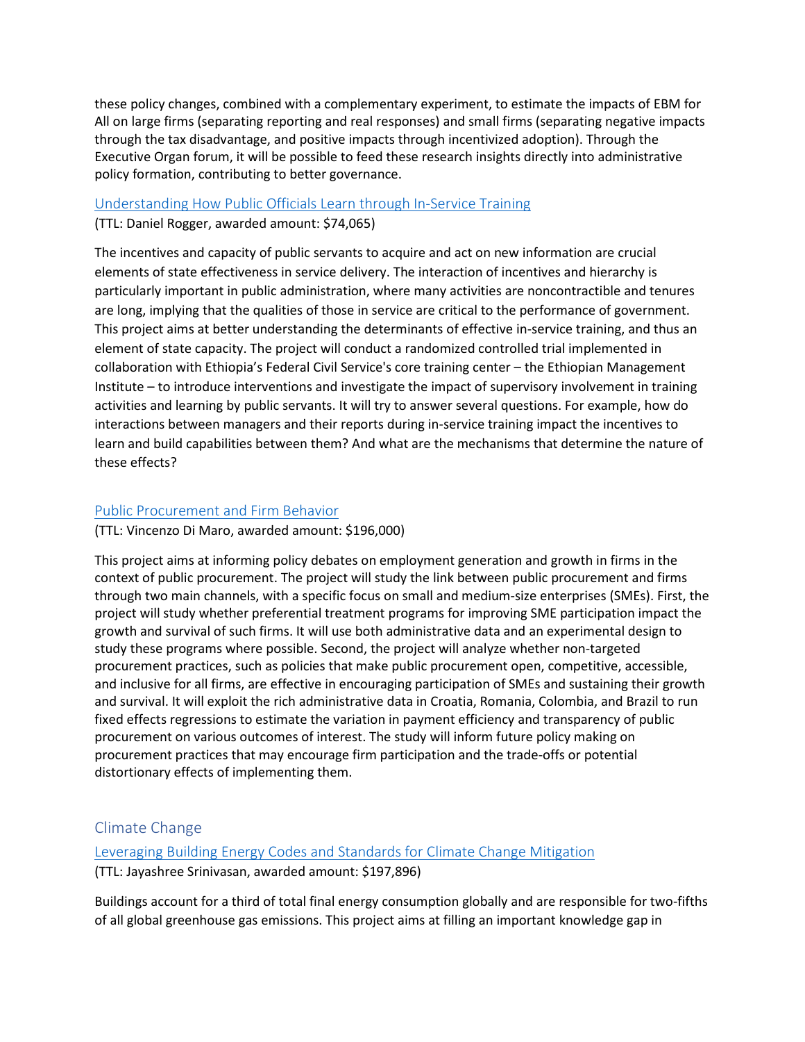these policy changes, combined with a complementary experiment, to estimate the impacts of EBM for All on large firms (separating reporting and real responses) and small firms (separating negative impacts through the tax disadvantage, and positive impacts through incentivized adoption). Through the Executive Organ forum, it will be possible to feed these research insights directly into administrative policy formation, contributing to better governance.

### Understanding How Public Officials Learn through In-Service Training

(TTL: Daniel Rogger, awarded amount: $74,065)

The incentives and capacity of public servants to acquire and act on new information are crucial elements of state effectiveness in service delivery. The interaction of incentives and hierarchy is particularly important in public administration, where many activities are noncontractible and tenures are long, implying that the qualities of those in service are critical to the performance of government. This project aims at better understanding the determinants of effective in-service training, and thus an element of state capacity. The project will conduct a randomized controlled trial implemented in collaboration with Ethiopia's Federal Civil Service's core training center – the Ethiopian Management Institute – to introduce interventions and investigate the impact of supervisory involvement in training activities and learning by public servants. It will try to answer several questions. For example, how do interactions between managers and their reports during in-service training impact the incentives to learn and build capabilities between them? And what are the mechanisms that determine the nature of these effects?

### Public Procurement and Firm Behavior

(TTL: Vincenzo Di Maro, awarded amount: $196,000)

This project aims at informing policy debates on employment generation and growth in firms in the context of public procurement. The project will study the link between public procurement and firms through two main channels, with a specific focus on small and medium-size enterprises (SMEs). First, the project will study whether preferential treatment programs for improving SME participation impact the growth and survival of such firms. It will use both administrative data and an experimental design to study these programs where possible. Second, the project will analyze whether non-targeted procurement practices, such as policies that make public procurement open, competitive, accessible, and inclusive for all firms, are effective in encouraging participation of SMEs and sustaining their growth and survival. It will exploit the rich administrative data in Croatia, Romania, Colombia, and Brazil to run fixed effects regressions to estimate the variation in payment efficiency and transparency of public procurement on various outcomes of interest. The study will inform future policy making on procurement practices that may encourage firm participation and the trade-offs or potential distortionary effects of implementing them.

## Climate Change

### Leveraging Building Energy Codes and Standards for Climate Change Mitigation

(TTL: Jayashree Srinivasan, awarded amount: $197,896)

Buildings account for a third of total final energy consumption globally and are responsible for two-fifths of all global greenhouse gas emissions. This project aims at filling an important knowledge gap in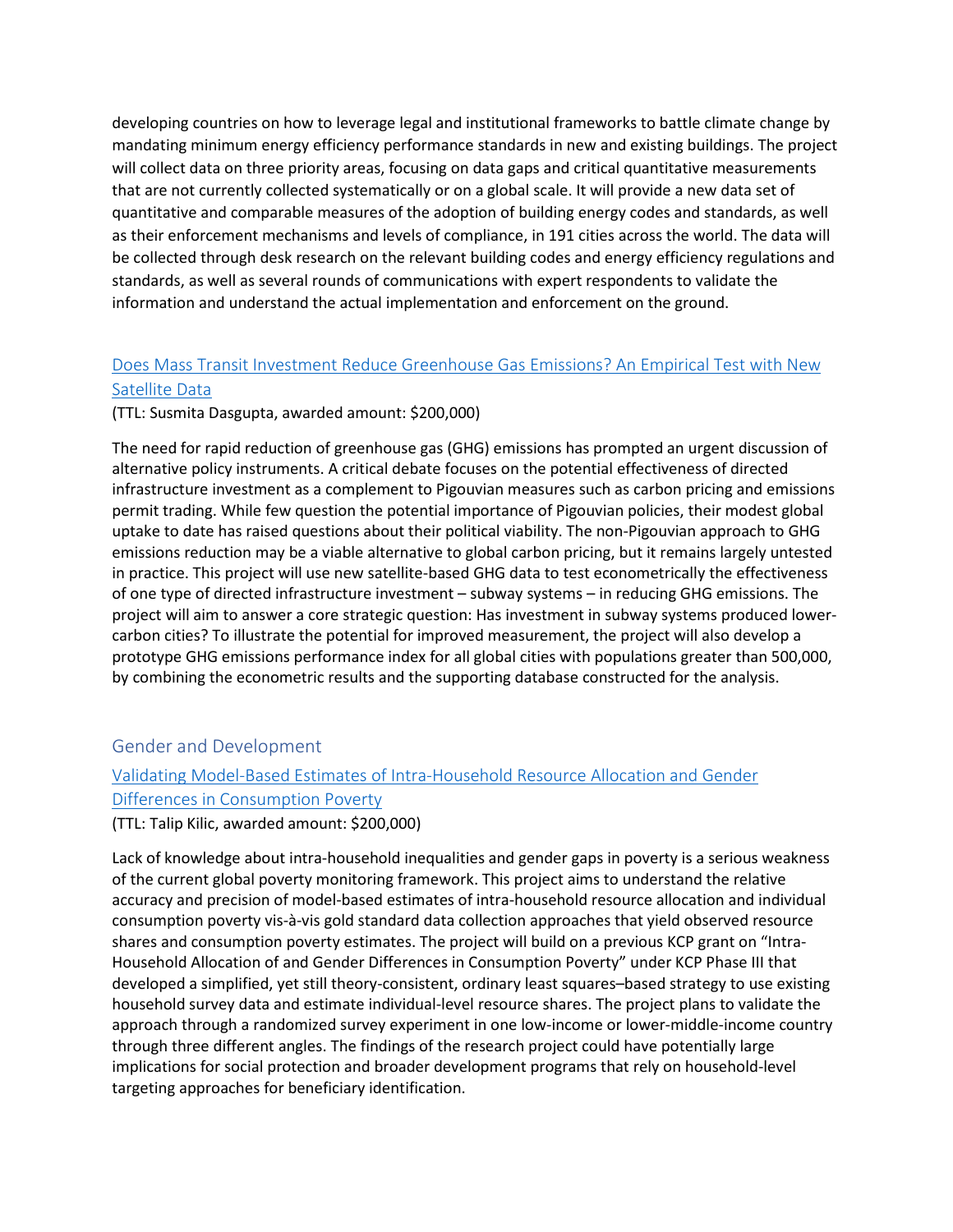developing countries on how to leverage legal and institutional frameworks to battle climate change by mandating minimum energy efficiency performance standards in new and existing buildings. The project will collect data on three priority areas, focusing on data gaps and critical quantitative measurements that are not currently collected systematically or on a global scale. It will provide a new data set of quantitative and comparable measures of the adoption of building energy codes and standards, as well as their enforcement mechanisms and levels of compliance, in 191 cities across the world. The data will be collected through desk research on the relevant building codes and energy efficiency regulations and standards, as well as several rounds of communications with expert respondents to validate the information and understand the actual implementation and enforcement on the ground.

### Does Mass Transit Investment Reduce Greenhouse Gas Emissions? An Empirical Test with New Satellite Data

(TTL: Susmita Dasgupta, awarded amount: $200,000)

The need for rapid reduction of greenhouse gas (GHG) emissions has prompted an urgent discussion of alternative policy instruments. A critical debate focuses on the potential effectiveness of directed infrastructure investment as a complement to Pigouvian measures such as carbon pricing and emissions permit trading. While few question the potential importance of Pigouvian policies, their modest global uptake to date has raised questions about their political viability. The non-Pigouvian approach to GHG emissions reduction may be a viable alternative to global carbon pricing, but it remains largely untested in practice. This project will use new satellite-based GHG data to test econometrically the effectiveness of one type of directed infrastructure investment – subway systems – in reducing GHG emissions. The project will aim to answer a core strategic question: Has investment in subway systems produced lower-carbon cities? To illustrate the potential for improved measurement, the project will also develop a prototype GHG emissions performance index for all global cities with populations greater than 500,000, by combining the econometric results and the supporting database constructed for the analysis.

## Gender and Development

### Validating Model-Based Estimates of Intra-Household Resource Allocation and Gender Differences in Consumption Poverty

(TTL: Talip Kilic, awarded amount: $200,000)

Lack of knowledge about intra-household inequalities and gender gaps in poverty is a serious weakness of the current global poverty monitoring framework. This project aims to understand the relative accuracy and precision of model-based estimates of intra-household resource allocation and individual consumption poverty vis-à-vis gold standard data collection approaches that yield observed resource shares and consumption poverty estimates. The project will build on a previous KCP grant on "Intra-Household Allocation of and Gender Differences in Consumption Poverty" under KCP Phase III that developed a simplified, yet still theory-consistent, ordinary least squares–based strategy to use existing household survey data and estimate individual-level resource shares. The project plans to validate the approach through a randomized survey experiment in one low-income or lower-middle-income country through three different angles. The findings of the research project could have potentially large implications for social protection and broader development programs that rely on household-level targeting approaches for beneficiary identification.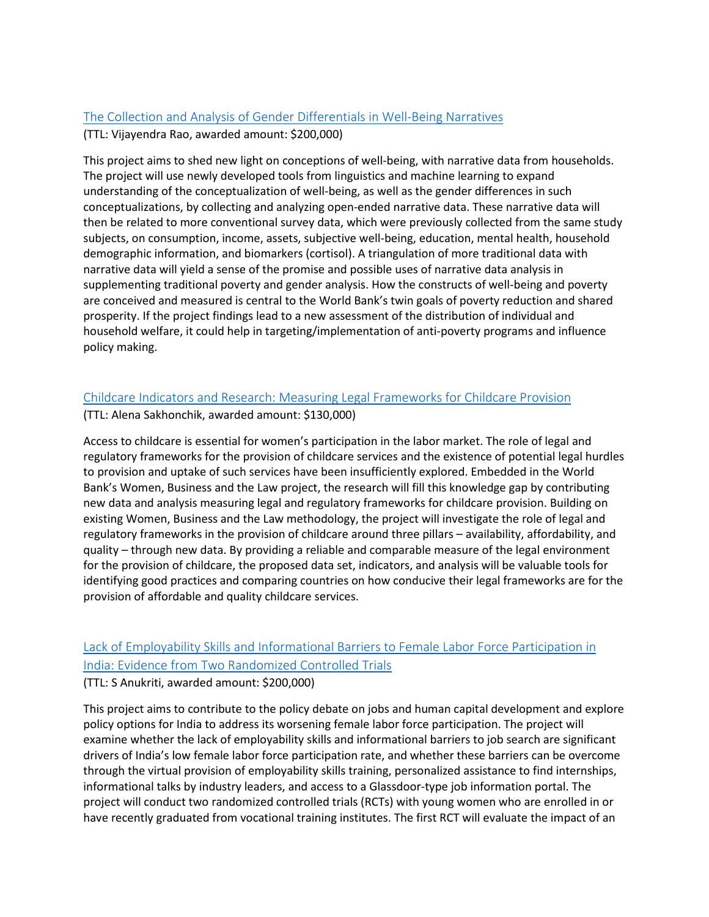## The Collection and Analysis of Gender Differentials in Well-Being Narratives

(TTL: Vijayendra Rao, awarded amount: $200,000)

This project aims to shed new light on conceptions of well-being, with narrative data from households. The project will use newly developed tools from linguistics and machine learning to expand understanding of the conceptualization of well-being, as well as the gender differences in such conceptualizations, by collecting and analyzing open-ended narrative data. These narrative data will then be related to more conventional survey data, which were previously collected from the same study subjects, on consumption, income, assets, subjective well-being, education, mental health, household demographic information, and biomarkers (cortisol). A triangulation of more traditional data with narrative data will yield a sense of the promise and possible uses of narrative data analysis in supplementing traditional poverty and gender analysis. How the constructs of well-being and poverty are conceived and measured is central to the World Bank's twin goals of poverty reduction and shared prosperity. If the project findings lead to a new assessment of the distribution of individual and household welfare, it could help in targeting/implementation of anti-poverty programs and influence policy making.

## Childcare Indicators and Research: Measuring Legal Frameworks for Childcare Provision

(TTL: Alena Sakhonchik, awarded amount: $130,000)

Access to childcare is essential for women's participation in the labor market. The role of legal and regulatory frameworks for the provision of childcare services and the existence of potential legal hurdles to provision and uptake of such services have been insufficiently explored. Embedded in the World Bank's Women, Business and the Law project, the research will fill this knowledge gap by contributing new data and analysis measuring legal and regulatory frameworks for childcare provision. Building on existing Women, Business and the Law methodology, the project will investigate the role of legal and regulatory frameworks in the provision of childcare around three pillars – availability, affordability, and quality – through new data. By providing a reliable and comparable measure of the legal environment for the provision of childcare, the proposed data set, indicators, and analysis will be valuable tools for identifying good practices and comparing countries on how conducive their legal frameworks are for the provision of affordable and quality childcare services.

## Lack of Employability Skills and Informational Barriers to Female Labor Force Participation in India: Evidence from Two Randomized Controlled Trials

(TTL: S Anukriti, awarded amount: $200,000)

This project aims to contribute to the policy debate on jobs and human capital development and explore policy options for India to address its worsening female labor force participation. The project will examine whether the lack of employability skills and informational barriers to job search are significant drivers of India's low female labor force participation rate, and whether these barriers can be overcome through the virtual provision of employability skills training, personalized assistance to find internships, informational talks by industry leaders, and access to a Glassdoor-type job information portal. The project will conduct two randomized controlled trials (RCTs) with young women who are enrolled in or have recently graduated from vocational training institutes. The first RCT will evaluate the impact of an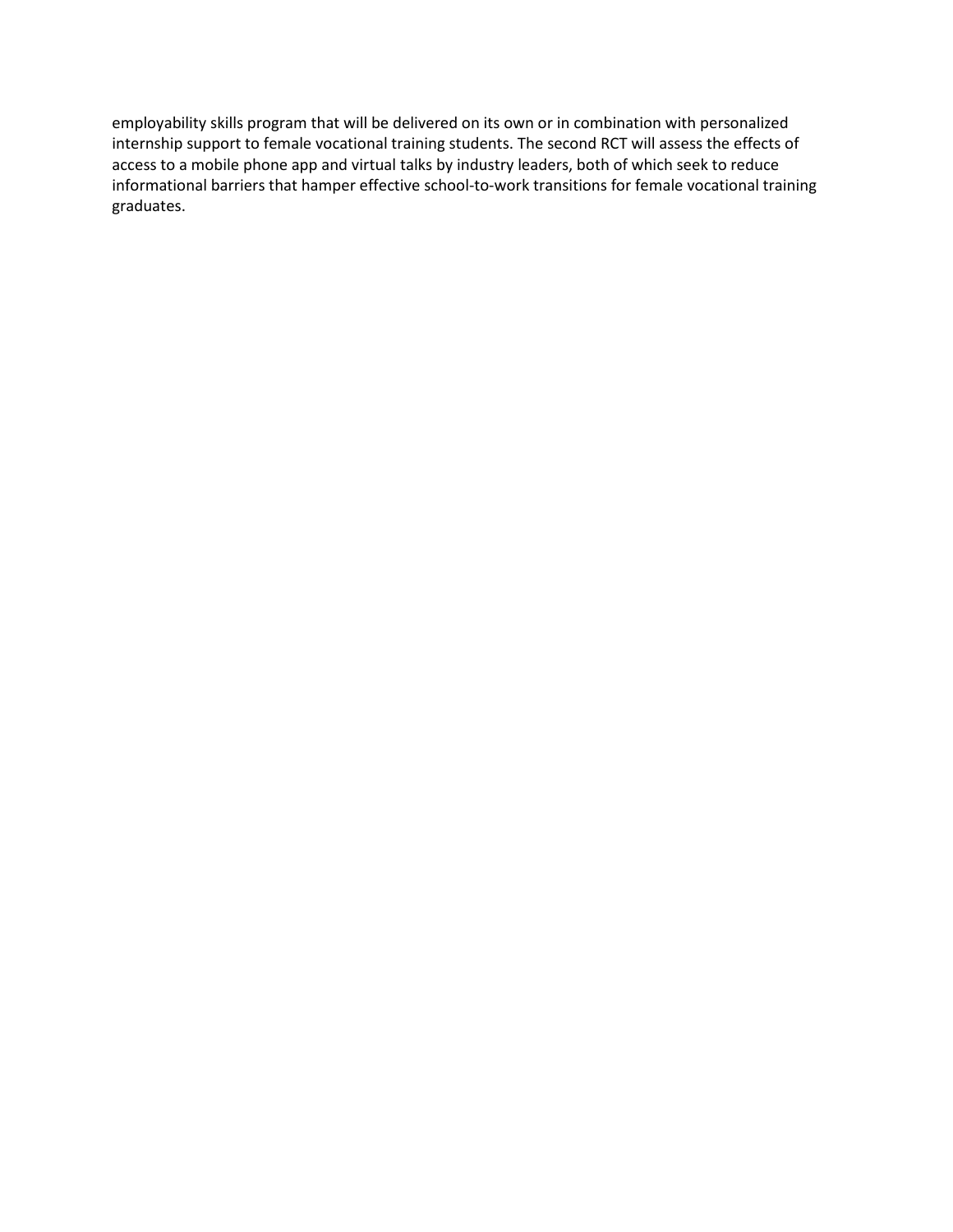employability skills program that will be delivered on its own or in combination with personalized internship support to female vocational training students. The second RCT will assess the effects of access to a mobile phone app and virtual talks by industry leaders, both of which seek to reduce informational barriers that hamper effective school-to-work transitions for female vocational training graduates.